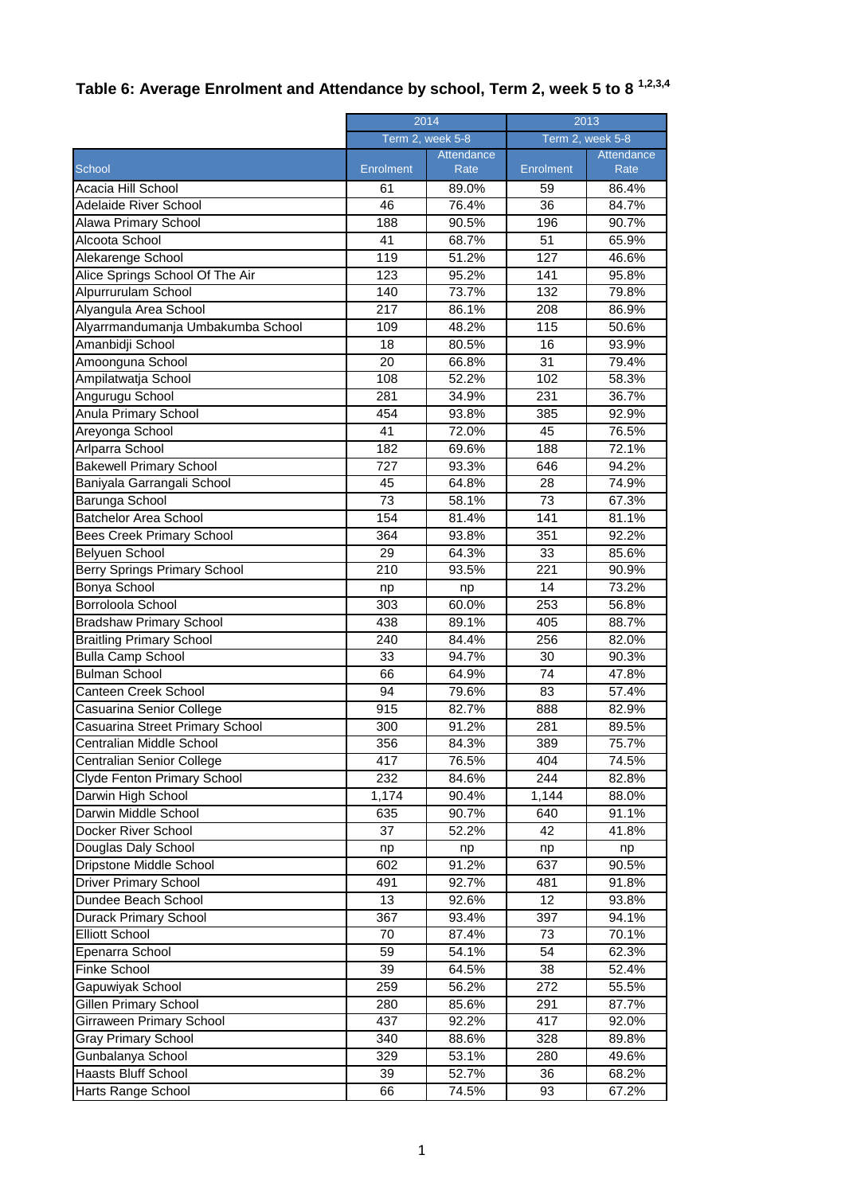## Table 6: Average Enrolment and Attendance by school, Term 2, week 5 to 8 [1,2,3,4]

| | 2014 | | 2013 | |
|---|---|---|---|---|
| | Term 2, week 5-8 | | Term 2, week 5-8 | |
| School | Enrolment | Attendance Rate | Enrolment | Attendance Rate |
| Acacia Hill School | 61 | 89.0% | 59 | 86.4% |
| Adelaide River School | 46 | 76.4% | 36 | 84.7% |
| Alawa Primary School | 188 | 90.5% | 196 | 90.7% |
| Alcoota School | 41 | 68.7% | 51 | 65.9% |
| Alekarenge School | 119 | 51.2% | 127 | 46.6% |
| Alice Springs School Of The Air | 123 | 95.2% | 141 | 95.8% |
| Alpurrurulam School | 140 | 73.7% | 132 | 79.8% |
| Alyangula Area School | 217 | 86.1% | 208 | 86.9% |
| Alyarrmandumanja Umbakumba School | 109 | 48.2% | 115 | 50.6% |
| Amanbidji School | 18 | 80.5% | 16 | 93.9% |
| Amoonguna School | 20 | 66.8% | 31 | 79.4% |
| Ampilatwatja School | 108 | 52.2% | 102 | 58.3% |
| Angurugu School | 281 | 34.9% | 231 | 36.7% |
| Anula Primary School | 454 | 93.8% | 385 | 92.9% |
| Areyonga School | 41 | 72.0% | 45 | 76.5% |
| Arlparra School | 182 | 69.6% | 188 | 72.1% |
| Bakewell Primary School | 727 | 93.3% | 646 | 94.2% |
| Baniyala Garrangali School | 45 | 64.8% | 28 | 74.9% |
| Barunga School | 73 | 58.1% | 73 | 67.3% |
| Batchelor Area School | 154 | 81.4% | 141 | 81.1% |
| Bees Creek Primary School | 364 | 93.8% | 351 | 92.2% |
| Belyuen School | 29 | 64.3% | 33 | 85.6% |
| Berry Springs Primary School | 210 | 93.5% | 221 | 90.9% |
| Bonya School | np | np | 14 | 73.2% |
| Borroloola School | 303 | 60.0% | 253 | 56.8% |
| Bradshaw Primary School | 438 | 89.1% | 405 | 88.7% |
| Braitling Primary School | 240 | 84.4% | 256 | 82.0% |
| Bulla Camp School | 33 | 94.7% | 30 | 90.3% |
| Bulman School | 66 | 64.9% | 74 | 47.8% |
| Canteen Creek School | 94 | 79.6% | 83 | 57.4% |
| Casuarina Senior College | 915 | 82.7% | 888 | 82.9% |
| Casuarina Street Primary School | 300 | 91.2% | 281 | 89.5% |
| Centralian Middle School | 356 | 84.3% | 389 | 75.7% |
| Centralian Senior College | 417 | 76.5% | 404 | 74.5% |
| Clyde Fenton Primary School | 232 | 84.6% | 244 | 82.8% |
| Darwin High School | 1,174 | 90.4% | 1,144 | 88.0% |
| Darwin Middle School | 635 | 90.7% | 640 | 91.1% |
| Docker River School | 37 | 52.2% | 42 | 41.8% |
| Douglas Daly School | np | np | np | np |
| Dripstone Middle School | 602 | 91.2% | 637 | 90.5% |
| Driver Primary School | 491 | 92.7% | 481 | 91.8% |
| Dundee Beach School | 13 | 92.6% | 12 | 93.8% |
| Durack Primary School | 367 | 93.4% | 397 | 94.1% |
| Elliott School | 70 | 87.4% | 73 | 70.1% |
| Epenarra School | 59 | 54.1% | 54 | 62.3% |
| Finke School | 39 | 64.5% | 38 | 52.4% |
| Gapuwiyak School | 259 | 56.2% | 272 | 55.5% |
| Gillen Primary School | 280 | 85.6% | 291 | 87.7% |
| Girraween Primary School | 437 | 92.2% | 417 | 92.0% |
| Gray Primary School | 340 | 88.6% | 328 | 89.8% |
| Gunbalanya School | 329 | 53.1% | 280 | 49.6% |
| Haasts Bluff School | 39 | 52.7% | 36 | 68.2% |
| Harts Range School | 66 | 74.5% | 93 | 67.2% |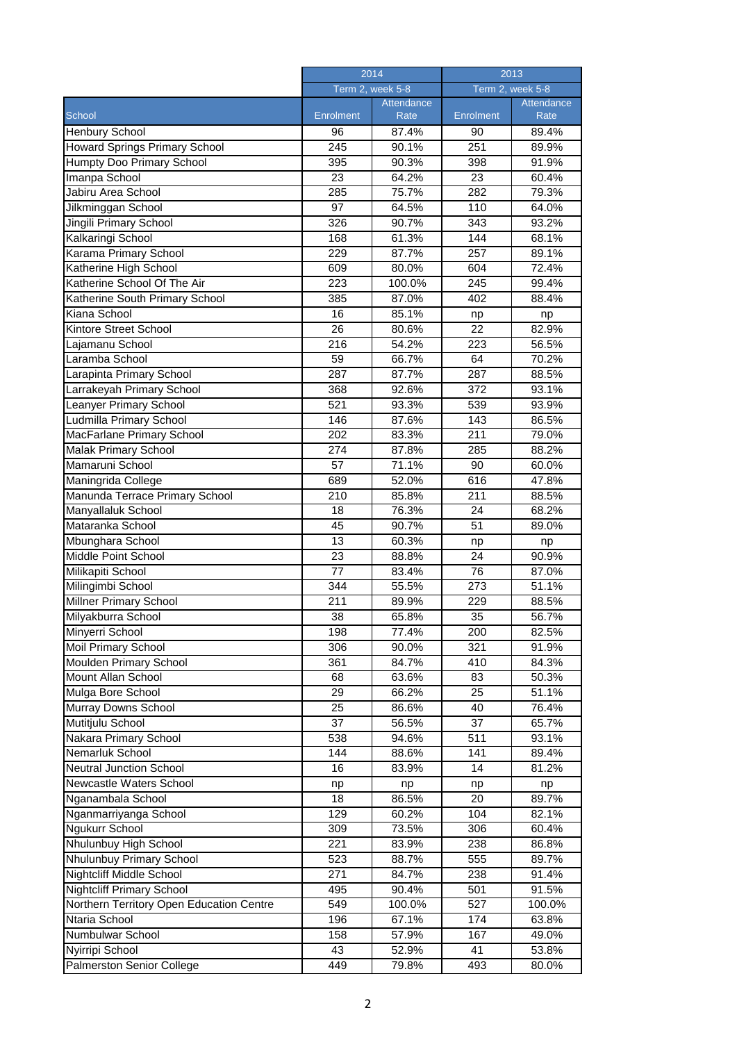| School | 2014 | | 2013 | |
|---|---|---|---|---|
| | Term 2, week 5-8 | | Term 2, week 5-8 | |
| | Enrolment | Attendance Rate | Enrolment | Attendance Rate |
| Henbury School | 96 | 87.4% | 90 | 89.4% |
| Howard Springs Primary School | 245 | 90.1% | 251 | 89.9% |
| Humpty Doo Primary School | 395 | 90.3% | 398 | 91.9% |
| Imanpa School | 23 | 64.2% | 23 | 60.4% |
| Jabiru Area School | 285 | 75.7% | 282 | 79.3% |
| Jilkminggan School | 97 | 64.5% | 110 | 64.0% |
| Jingili Primary School | 326 | 90.7% | 343 | 93.2% |
| Kalkaringi School | 168 | 61.3% | 144 | 68.1% |
| Karama Primary School | 229 | 87.7% | 257 | 89.1% |
| Katherine High School | 609 | 80.0% | 604 | 72.4% |
| Katherine School Of The Air | 223 | 100.0% | 245 | 99.4% |
| Katherine South Primary School | 385 | 87.0% | 402 | 88.4% |
| Kiana School | 16 | 85.1% | np | np |
| Kintore Street School | 26 | 80.6% | 22 | 82.9% |
| Lajamanu School | 216 | 54.2% | 223 | 56.5% |
| Laramba School | 59 | 66.7% | 64 | 70.2% |
| Larapinta Primary School | 287 | 87.7% | 287 | 88.5% |
| Larrakeyah Primary School | 368 | 92.6% | 372 | 93.1% |
| Leanyer Primary School | 521 | 93.3% | 539 | 93.9% |
| Ludmilla Primary School | 146 | 87.6% | 143 | 86.5% |
| MacFarlane Primary School | 202 | 83.3% | 211 | 79.0% |
| Malak Primary School | 274 | 87.8% | 285 | 88.2% |
| Mamaruni School | 57 | 71.1% | 90 | 60.0% |
| Maningrida College | 689 | 52.0% | 616 | 47.8% |
| Manunda Terrace Primary School | 210 | 85.8% | 211 | 88.5% |
| Manyallaluk School | 18 | 76.3% | 24 | 68.2% |
| Mataranka School | 45 | 90.7% | 51 | 89.0% |
| Mbunghara School | 13 | 60.3% | np | np |
| Middle Point School | 23 | 88.8% | 24 | 90.9% |
| Milikapiti School | 77 | 83.4% | 76 | 87.0% |
| Milingimbi School | 344 | 55.5% | 273 | 51.1% |
| Millner Primary School | 211 | 89.9% | 229 | 88.5% |
| Milyakburra School | 38 | 65.8% | 35 | 56.7% |
| Minyerri School | 198 | 77.4% | 200 | 82.5% |
| Moil Primary School | 306 | 90.0% | 321 | 91.9% |
| Moulden Primary School | 361 | 84.7% | 410 | 84.3% |
| Mount Allan School | 68 | 63.6% | 83 | 50.3% |
| Mulga Bore School | 29 | 66.2% | 25 | 51.1% |
| Murray Downs School | 25 | 86.6% | 40 | 76.4% |
| Mutitjulu School | 37 | 56.5% | 37 | 65.7% |
| Nakara Primary School | 538 | 94.6% | 511 | 93.1% |
| Nemarluk School | 144 | 88.6% | 141 | 89.4% |
| Neutral Junction School | 16 | 83.9% | 14 | 81.2% |
| Newcastle Waters School | np | np | np | np |
| Nganambala School | 18 | 86.5% | 20 | 89.7% |
| Nganmarriyanga School | 129 | 60.2% | 104 | 82.1% |
| Ngukurr School | 309 | 73.5% | 306 | 60.4% |
| Nhulunbuy High School | 221 | 83.9% | 238 | 86.8% |
| Nhulunbuy Primary School | 523 | 88.7% | 555 | 89.7% |
| Nightcliff Middle School | 271 | 84.7% | 238 | 91.4% |
| Nightcliff Primary School | 495 | 90.4% | 501 | 91.5% |
| Northern Territory Open Education Centre | 549 | 100.0% | 527 | 100.0% |
| Ntaria School | 196 | 67.1% | 174 | 63.8% |
| Numbulwar School | 158 | 57.9% | 167 | 49.0% |
| Nyirripi School | 43 | 52.9% | 41 | 53.8% |
| Palmerston Senior College | 449 | 79.8% | 493 | 80.0% |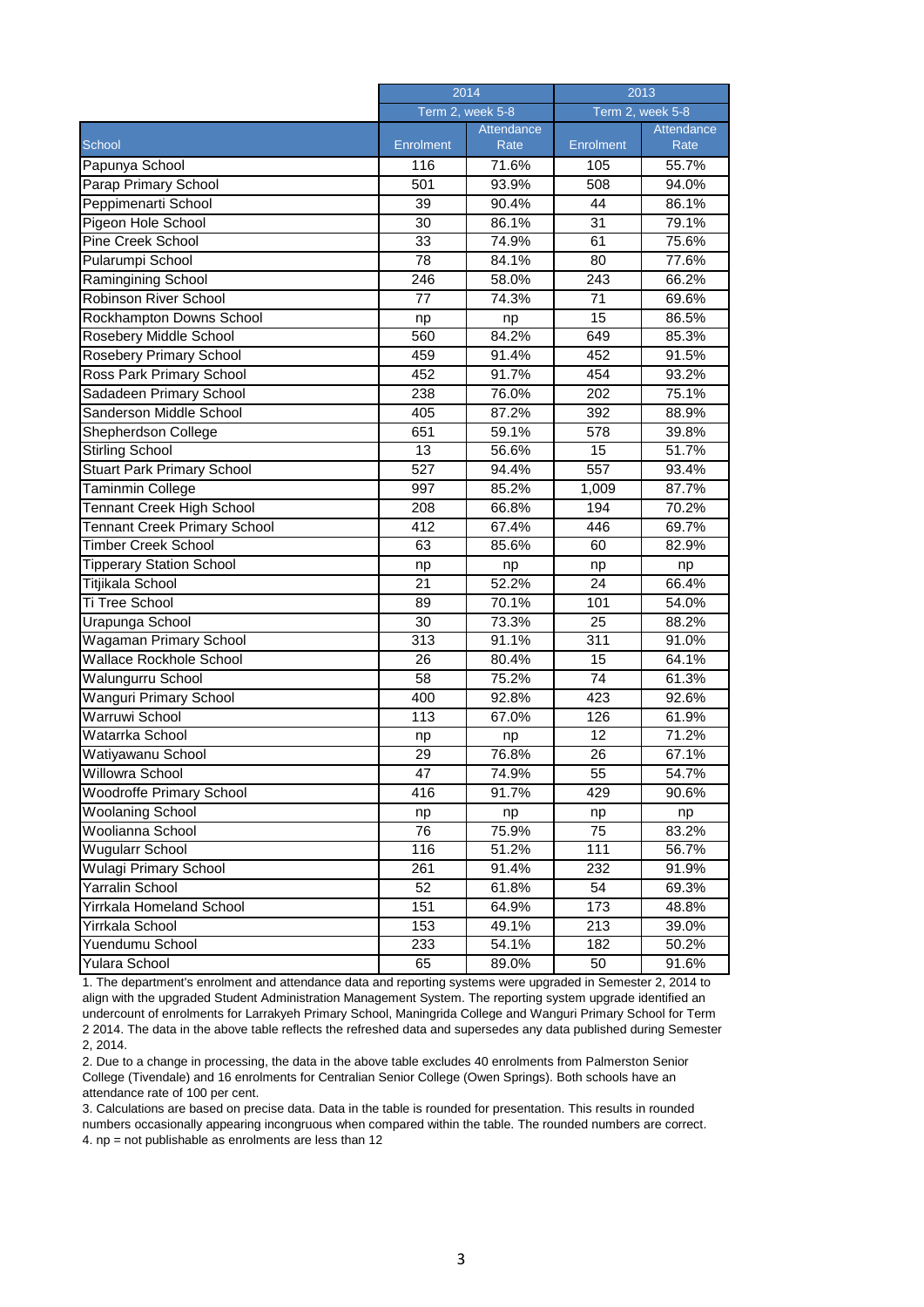| School | 2014 | | 2013 | |
|---|---|---|---|---|
| | Term 2, week 5-8 | | Term 2, week 5-8 | |
| | Enrolment | Attendance Rate | Enrolment | Attendance Rate |
| Papunya School | 116 | 71.6% | 105 | 55.7% |
| Parap Primary School | 501 | 93.9% | 508 | 94.0% |
| Peppimenarti School | 39 | 90.4% | 44 | 86.1% |
| Pigeon Hole School | 30 | 86.1% | 31 | 79.1% |
| Pine Creek School | 33 | 74.9% | 61 | 75.6% |
| Pularumpi School | 78 | 84.1% | 80 | 77.6% |
| Ramingining School | 246 | 58.0% | 243 | 66.2% |
| Robinson River School | 77 | 74.3% | 71 | 69.6% |
| Rockhampton Downs School | np | np | 15 | 86.5% |
| Rosebery Middle School | 560 | 84.2% | 649 | 85.3% |
| Rosebery Primary School | 459 | 91.4% | 452 | 91.5% |
| Ross Park Primary School | 452 | 91.7% | 454 | 93.2% |
| Sadadeen Primary School | 238 | 76.0% | 202 | 75.1% |
| Sanderson Middle School | 405 | 87.2% | 392 | 88.9% |
| Shepherdson College | 651 | 59.1% | 578 | 39.8% |
| Stirling School | 13 | 56.6% | 15 | 51.7% |
| Stuart Park Primary School | 527 | 94.4% | 557 | 93.4% |
| Taminmin College | 997 | 85.2% | 1,009 | 87.7% |
| Tennant Creek High School | 208 | 66.8% | 194 | 70.2% |
| Tennant Creek Primary School | 412 | 67.4% | 446 | 69.7% |
| Timber Creek School | 63 | 85.6% | 60 | 82.9% |
| Tipperary Station School | np | np | np | np |
| Titjikala School | 21 | 52.2% | 24 | 66.4% |
| Ti Tree School | 89 | 70.1% | 101 | 54.0% |
| Urapunga School | 30 | 73.3% | 25 | 88.2% |
| Wagaman Primary School | 313 | 91.1% | 311 | 91.0% |
| Wallace Rockhole School | 26 | 80.4% | 15 | 64.1% |
| Walungurru School | 58 | 75.2% | 74 | 61.3% |
| Wanguri Primary School | 400 | 92.8% | 423 | 92.6% |
| Warruwi School | 113 | 67.0% | 126 | 61.9% |
| Watarrka School | np | np | 12 | 71.2% |
| Watiyawanu School | 29 | 76.8% | 26 | 67.1% |
| Willowra School | 47 | 74.9% | 55 | 54.7% |
| Woodroffe Primary School | 416 | 91.7% | 429 | 90.6% |
| Woolaning School | np | np | np | np |
| Woolianna School | 76 | 75.9% | 75 | 83.2% |
| Wugularr School | 116 | 51.2% | 111 | 56.7% |
| Wulagi Primary School | 261 | 91.4% | 232 | 91.9% |
| Yarralin School | 52 | 61.8% | 54 | 69.3% |
| Yirrkala Homeland School | 151 | 64.9% | 173 | 48.8% |
| Yirrkala School | 153 | 49.1% | 213 | 39.0% |
| Yuendumu School | 233 | 54.1% | 182 | 50.2% |
| Yulara School | 65 | 89.0% | 50 | 91.6% |

1. The department's enrolment and attendance data and reporting systems were upgraded in Semester 2, 2014 to align with the upgraded Student Administration Management System. The reporting system upgrade identified an undercount of enrolments for Larrakeyh Primary School, Maningrida College and Wanguri Primary School for Term 2 2014. The data in the above table reflects the refreshed data and supersedes any data published during Semester 2, 2014.

2. Due to a change in processing, the data in the above table excludes 40 enrolments from Palmerston Senior College (Tivendale) and 16 enrolments for Centralian Senior College (Owen Springs). Both schools have an attendance rate of 100 per cent.

3. Calculations are based on precise data. Data in the table is rounded for presentation. This results in rounded numbers occasionally appearing incongruous when compared within the table. The rounded numbers are correct.

4. np = not publishable as enrolments are less than 12